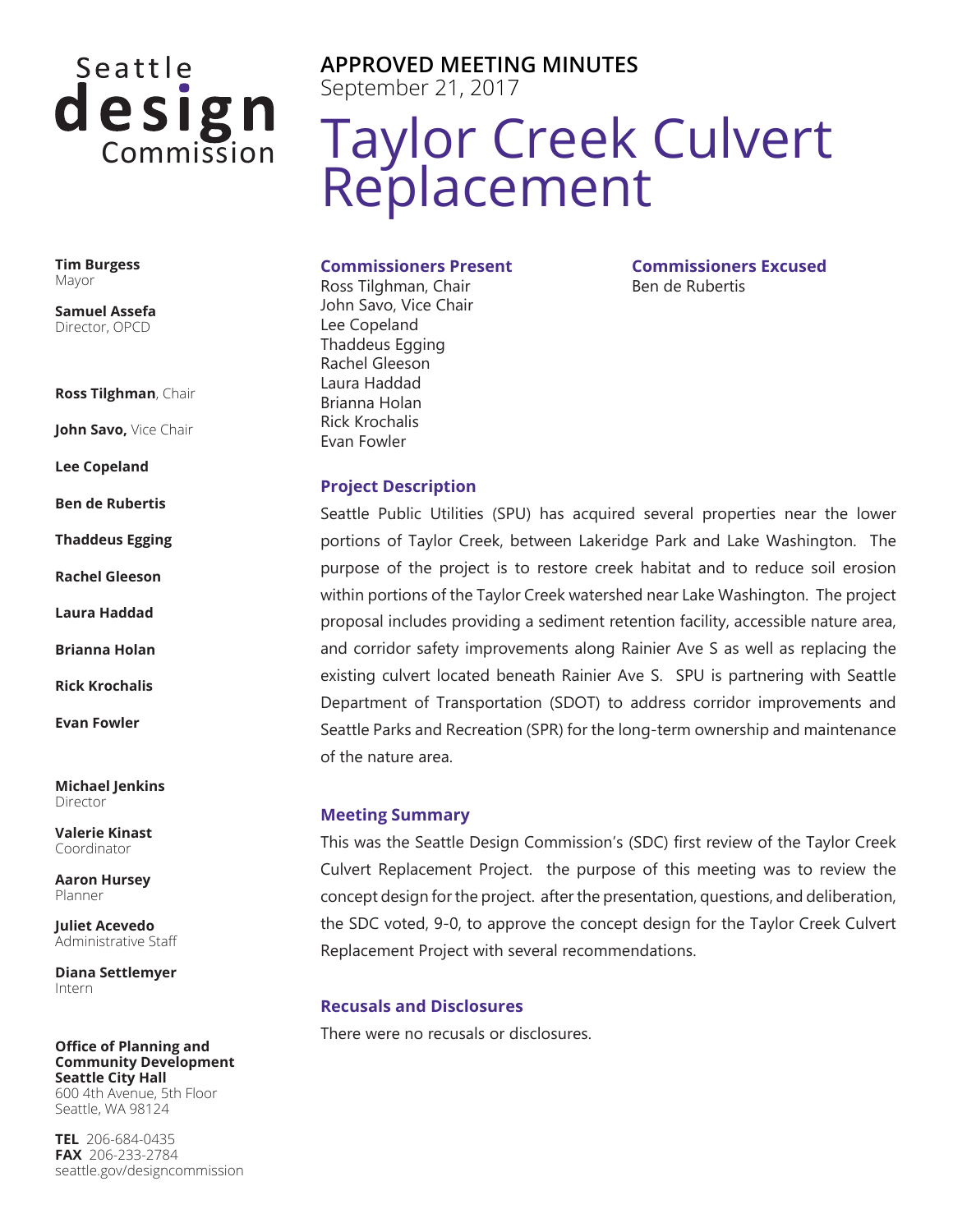Seattle **design** Commission

**APPROVED MEETING MINUTES**
September 21, 2017

# Taylor Creek Culvert Replacement

**Tim Burgess**
Mayor

**Samuel Assefa**
Director, OPCD

**Ross Tilghman**, Chair

**John Savo,** Vice Chair

**Lee Copeland**

**Ben de Rubertis**

**Thaddeus Egging**

**Rachel Gleeson**

**Laura Haddad**

**Brianna Holan**

**Rick Krochalis**

**Evan Fowler**

**Michael Jenkins**
Director

**Valerie Kinast**
Coordinator

**Aaron Hursey**
Planner

**Juliet Acevedo**
Administrative Staff

**Diana Settlemyer**
Intern

**Office of Planning and Community Development**
**Seattle City Hall**
600 4th Avenue, 5th Floor
Seattle, WA 98124

**TEL** 206-684-0435
**FAX** 206-233-2784
seattle.gov/designcommission

## Commissioners Present

Ross Tilghman, Chair
John Savo, Vice Chair
Lee Copeland
Thaddeus Egging
Rachel Gleeson
Laura Haddad
Brianna Holan
Rick Krochalis
Evan Fowler

## Commissioners Excused

Ben de Rubertis

## Project Description

Seattle Public Utilities (SPU) has acquired several properties near the lower portions of Taylor Creek, between Lakeridge Park and Lake Washington. The purpose of the project is to restore creek habitat and to reduce soil erosion within portions of the Taylor Creek watershed near Lake Washington. The project proposal includes providing a sediment retention facility, accessible nature area, and corridor safety improvements along Rainier Ave S as well as replacing the existing culvert located beneath Rainier Ave S. SPU is partnering with Seattle Department of Transportation (SDOT) to address corridor improvements and Seattle Parks and Recreation (SPR) for the long-term ownership and maintenance of the nature area.

## Meeting Summary

This was the Seattle Design Commission's (SDC) first review of the Taylor Creek Culvert Replacement Project. the purpose of this meeting was to review the concept design for the project. after the presentation, questions, and deliberation, the SDC voted, 9-0, to approve the concept design for the Taylor Creek Culvert Replacement Project with several recommendations.

## Recusals and Disclosures

There were no recusals or disclosures.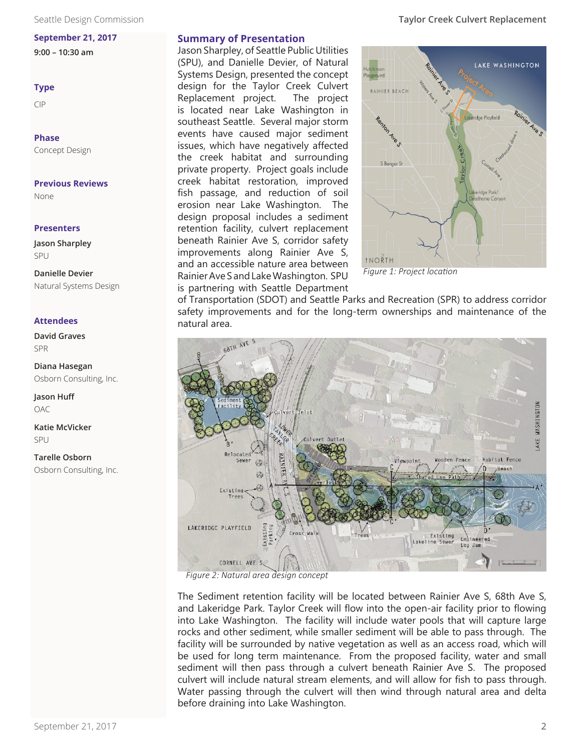**September 21, 2017**
**9:00 – 10:30 am**

### Type

CIP

### Phase

Concept Design

### Previous Reviews

None

### Presenters

**Jason Sharpley**
SPU

**Danielle Devier**
Natural Systems Design

### Attendees

**David Graves**
SPR

**Diana Hasegan**
Osborn Consulting, Inc.

**Jason Huff**
OAC

**Katie McVicker**
SPU

**Tarelle Osborn**
Osborn Consulting, Inc.

## Summary of Presentation

Jason Sharpley, of Seattle Public Utilities (SPU), and Danielle Devier, of Natural Systems Design, presented the concept design for the Taylor Creek Culvert Replacement project. The project is located near Lake Washington in southeast Seattle. Several major storm events have caused major sediment issues, which have negatively affected the creek habitat and surrounding private property. Project goals include creek habitat restoration, improved fish passage, and reduction of soil erosion near Lake Washington. The design proposal includes a sediment retention facility, culvert replacement beneath Rainier Ave S, corridor safety improvements along Rainier Ave S, and an accessible nature area between Rainier Ave S and Lake Washington. SPU is partnering with Seattle Department of Transportation (SDOT) and Seattle Parks and Recreation (SPR) to address corridor safety improvements and for the long-term ownerships and maintenance of the natural area.

*Figure 1: Project location*

*Figure 2: Natural area design concept*

The Sediment retention facility will be located between Rainier Ave S, 68th Ave S, and Lakeridge Park. Taylor Creek will flow into the open-air facility prior to flowing into Lake Washington. The facility will include water pools that will capture large rocks and other sediment, while smaller sediment will be able to pass through. The facility will be surrounded by native vegetation as well as an access road, which will be used for long term maintenance. From the proposed facility, water and small sediment will then pass through a culvert beneath Rainier Ave S. The proposed culvert will include natural stream elements, and will allow for fish to pass through. Water passing through the culvert will then wind through natural area and delta before draining into Lake Washington.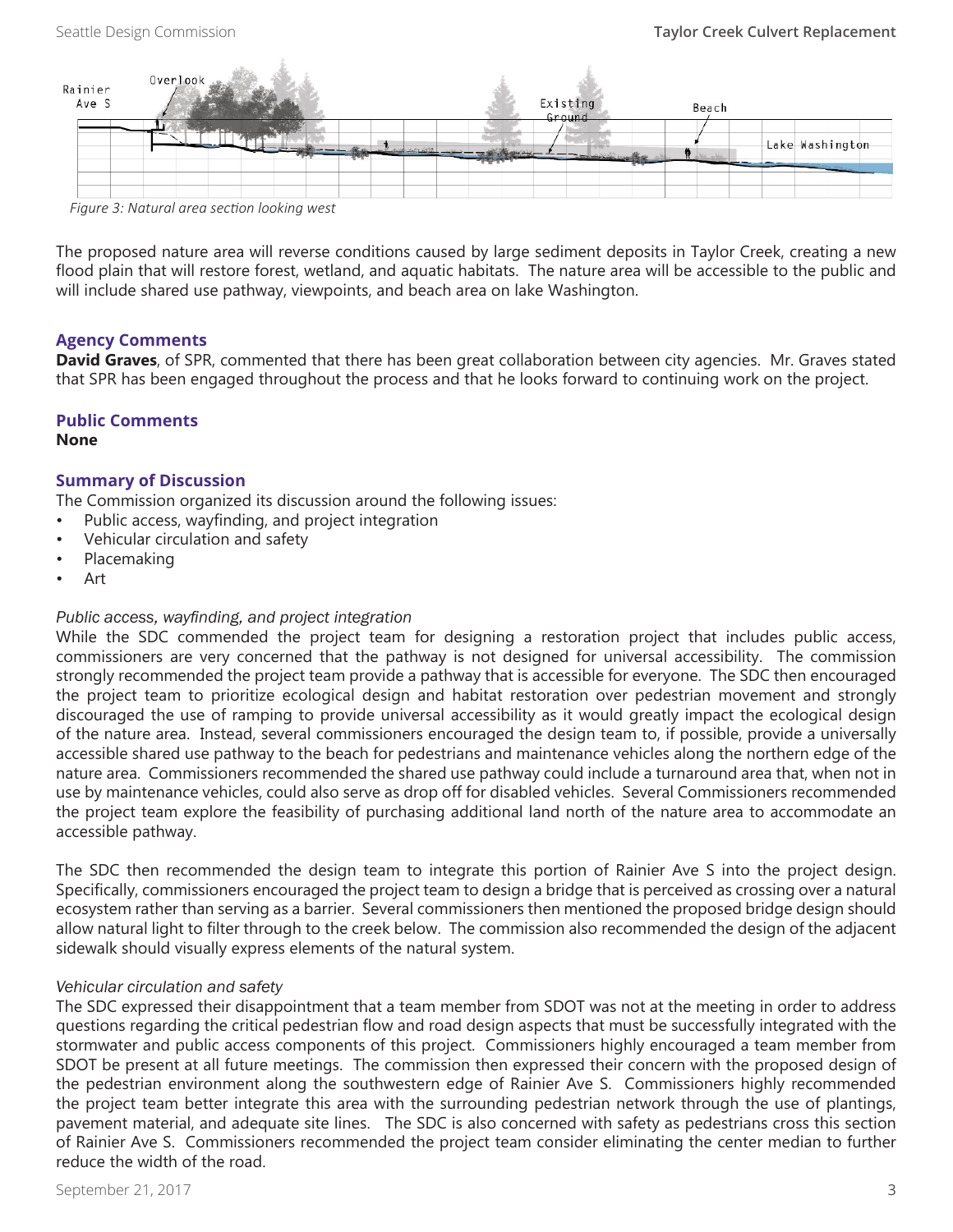Figure 3: Natural area section looking west

The proposed nature area will reverse conditions caused by large sediment deposits in Taylor Creek, creating a new flood plain that will restore forest, wetland, and aquatic habitats. The nature area will be accessible to the public and will include shared use pathway, viewpoints, and beach area on lake Washington.

## Agency Comments

**David Graves**, of SPR, commented that there has been great collaboration between city agencies. Mr. Graves stated that SPR has been engaged throughout the process and that he looks forward to continuing work on the project.

## Public Comments

**None**

## Summary of Discussion

The Commission organized its discussion around the following issues:

- Public access, wayfinding, and project integration
- Vehicular circulation and safety
- Placemaking
- Art

*Public access, wayfinding, and project integration*

While the SDC commended the project team for designing a restoration project that includes public access, commissioners are very concerned that the pathway is not designed for universal accessibility. The commission strongly recommended the project team provide a pathway that is accessible for everyone. The SDC then encouraged the project team to prioritize ecological design and habitat restoration over pedestrian movement and strongly discouraged the use of ramping to provide universal accessibility as it would greatly impact the ecological design of the nature area. Instead, several commissioners encouraged the design team to, if possible, provide a universally accessible shared use pathway to the beach for pedestrians and maintenance vehicles along the northern edge of the nature area. Commissioners recommended the shared use pathway could include a turnaround area that, when not in use by maintenance vehicles, could also serve as drop off for disabled vehicles. Several Commissioners recommended the project team explore the feasibility of purchasing additional land north of the nature area to accommodate an accessible pathway.

The SDC then recommended the design team to integrate this portion of Rainier Ave S into the project design. Specifically, commissioners encouraged the project team to design a bridge that is perceived as crossing over a natural ecosystem rather than serving as a barrier. Several commissioners then mentioned the proposed bridge design should allow natural light to filter through to the creek below. The commission also recommended the design of the adjacent sidewalk should visually express elements of the natural system.

*Vehicular circulation and safety*

The SDC expressed their disappointment that a team member from SDOT was not at the meeting in order to address questions regarding the critical pedestrian flow and road design aspects that must be successfully integrated with the stormwater and public access components of this project. Commissioners highly encouraged a team member from SDOT be present at all future meetings. The commission then expressed their concern with the proposed design of the pedestrian environment along the southwestern edge of Rainier Ave S. Commissioners highly recommended the project team better integrate this area with the surrounding pedestrian network through the use of plantings, pavement material, and adequate site lines. The SDC is also concerned with safety as pedestrians cross this section of Rainier Ave S. Commissioners recommended the project team consider eliminating the center median to further reduce the width of the road.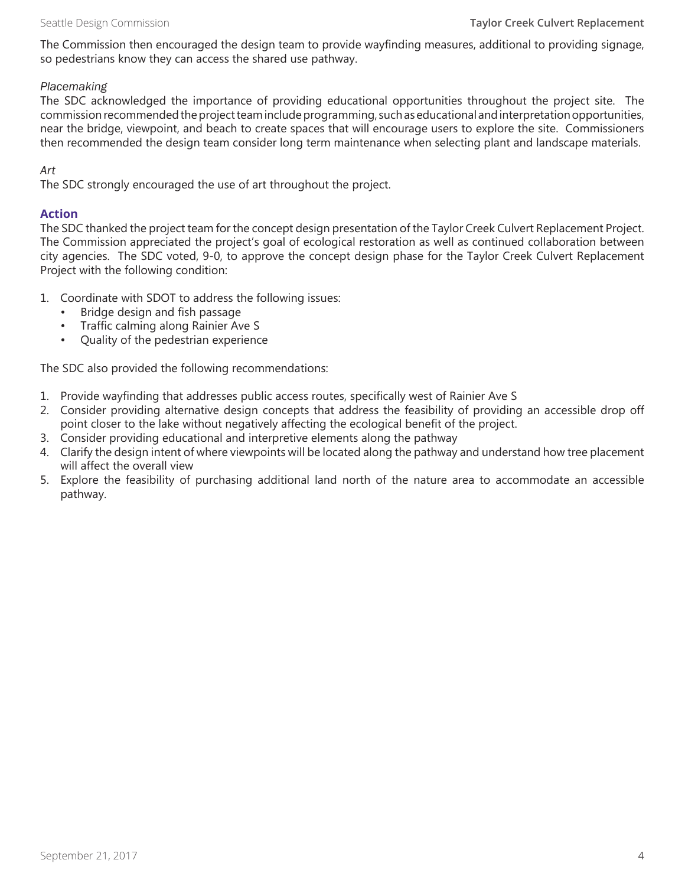The Commission then encouraged the design team to provide wayfinding measures, additional to providing signage, so pedestrians know they can access the shared use pathway.

*Placemaking*

The SDC acknowledged the importance of providing educational opportunities throughout the project site. The commission recommended the project team include programming, such as educational and interpretation opportunities, near the bridge, viewpoint, and beach to create spaces that will encourage users to explore the site. Commissioners then recommended the design team consider long term maintenance when selecting plant and landscape materials.

*Art*

The SDC strongly encouraged the use of art throughout the project.

## Action

The SDC thanked the project team for the concept design presentation of the Taylor Creek Culvert Replacement Project. The Commission appreciated the project's goal of ecological restoration as well as continued collaboration between city agencies. The SDC voted, 9-0, to approve the concept design phase for the Taylor Creek Culvert Replacement Project with the following condition:

1. Coordinate with SDOT to address the following issues:
   - Bridge design and fish passage
   - Traffic calming along Rainier Ave S
   - Quality of the pedestrian experience

The SDC also provided the following recommendations:

1. Provide wayfinding that addresses public access routes, specifically west of Rainier Ave S
2. Consider providing alternative design concepts that address the feasibility of providing an accessible drop off point closer to the lake without negatively affecting the ecological benefit of the project.
3. Consider providing educational and interpretive elements along the pathway
4. Clarify the design intent of where viewpoints will be located along the pathway and understand how tree placement will affect the overall view
5. Explore the feasibility of purchasing additional land north of the nature area to accommodate an accessible pathway.